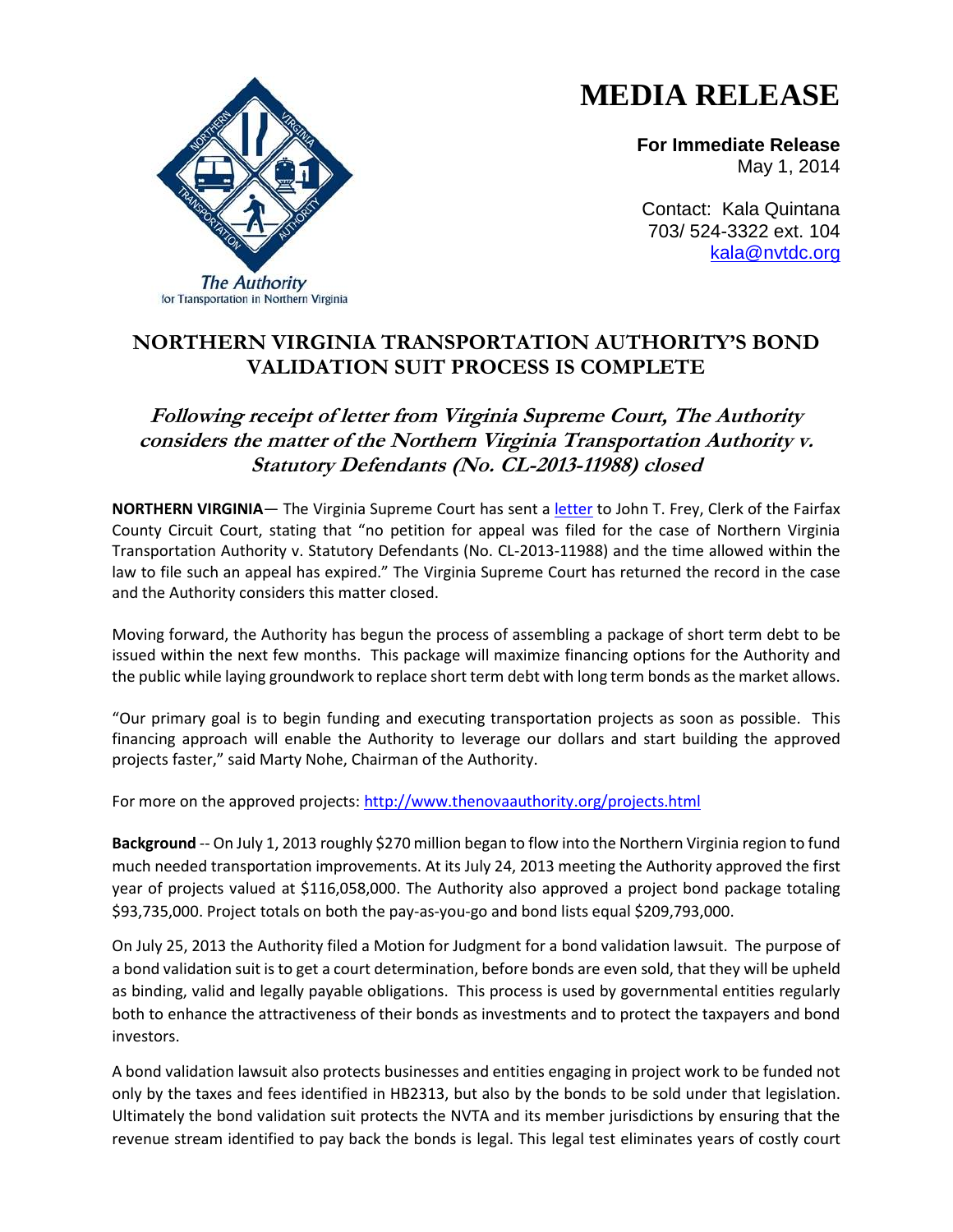# MEDIA RELEASE

**For Immediate Release**
May 1, 2014

Contact: Kala Quintana
703/ 524-3322 ext. 104
kala@nvtdc.org

The Authority for Transportation in Northern Virginia

## NORTHERN VIRGINIA TRANSPORTATION AUTHORITY'S BOND VALIDATION SUIT PROCESS IS COMPLETE

### *Following receipt of letter from Virginia Supreme Court, The Authority considers the matter of the Northern Virginia Transportation Authority v. Statutory Defendants (No. CL-2013-11988) closed*

**NORTHERN VIRGINIA**— The Virginia Supreme Court has sent a letter to John T. Frey, Clerk of the Fairfax County Circuit Court, stating that "no petition for appeal was filed for the case of Northern Virginia Transportation Authority v. Statutory Defendants (No. CL-2013-11988) and the time allowed within the law to file such an appeal has expired." The Virginia Supreme Court has returned the record in the case and the Authority considers this matter closed.

Moving forward, the Authority has begun the process of assembling a package of short term debt to be issued within the next few months. This package will maximize financing options for the Authority and the public while laying groundwork to replace short term debt with long term bonds as the market allows.

"Our primary goal is to begin funding and executing transportation projects as soon as possible. This financing approach will enable the Authority to leverage our dollars and start building the approved projects faster," said Marty Nohe, Chairman of the Authority.

For more on the approved projects: http://www.thenovaauthority.org/projects.html

**Background** -- On July 1, 2013 roughly $270 million began to flow into the Northern Virginia region to fund much needed transportation improvements. At its July 24, 2013 meeting the Authority approved the first year of projects valued at $116,058,000. The Authority also approved a project bond package totaling $93,735,000. Project totals on both the pay-as-you-go and bond lists equal $209,793,000.

On July 25, 2013 the Authority filed a Motion for Judgment for a bond validation lawsuit. The purpose of a bond validation suit is to get a court determination, before bonds are even sold, that they will be upheld as binding, valid and legally payable obligations. This process is used by governmental entities regularly both to enhance the attractiveness of their bonds as investments and to protect the taxpayers and bond investors.

A bond validation lawsuit also protects businesses and entities engaging in project work to be funded not only by the taxes and fees identified in HB2313, but also by the bonds to be sold under that legislation. Ultimately the bond validation suit protects the NVTA and its member jurisdictions by ensuring that the revenue stream identified to pay back the bonds is legal. This legal test eliminates years of costly court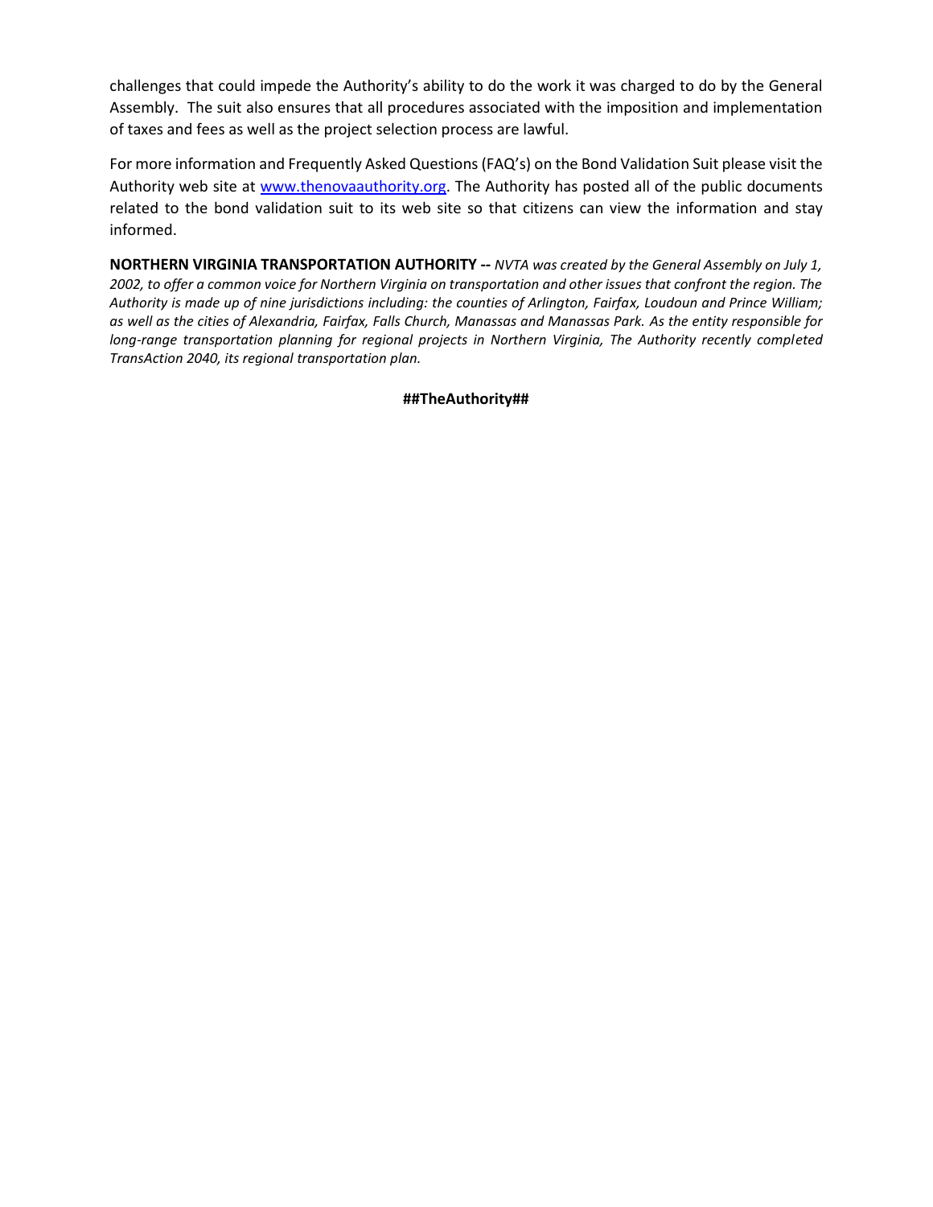challenges that could impede the Authority's ability to do the work it was charged to do by the General Assembly. The suit also ensures that all procedures associated with the imposition and implementation of taxes and fees as well as the project selection process are lawful.

For more information and Frequently Asked Questions (FAQ's) on the Bond Validation Suit please visit the Authority web site at www.thenovaauthority.org. The Authority has posted all of the public documents related to the bond validation suit to its web site so that citizens can view the information and stay informed.

**NORTHERN VIRGINIA TRANSPORTATION AUTHORITY --** *NVTA was created by the General Assembly on July 1, 2002, to offer a common voice for Northern Virginia on transportation and other issues that confront the region. The Authority is made up of nine jurisdictions including: the counties of Arlington, Fairfax, Loudoun and Prince William; as well as the cities of Alexandria, Fairfax, Falls Church, Manassas and Manassas Park. As the entity responsible for long-range transportation planning for regional projects in Northern Virginia, The Authority recently completed TransAction 2040, its regional transportation plan.*

**##TheAuthority##**